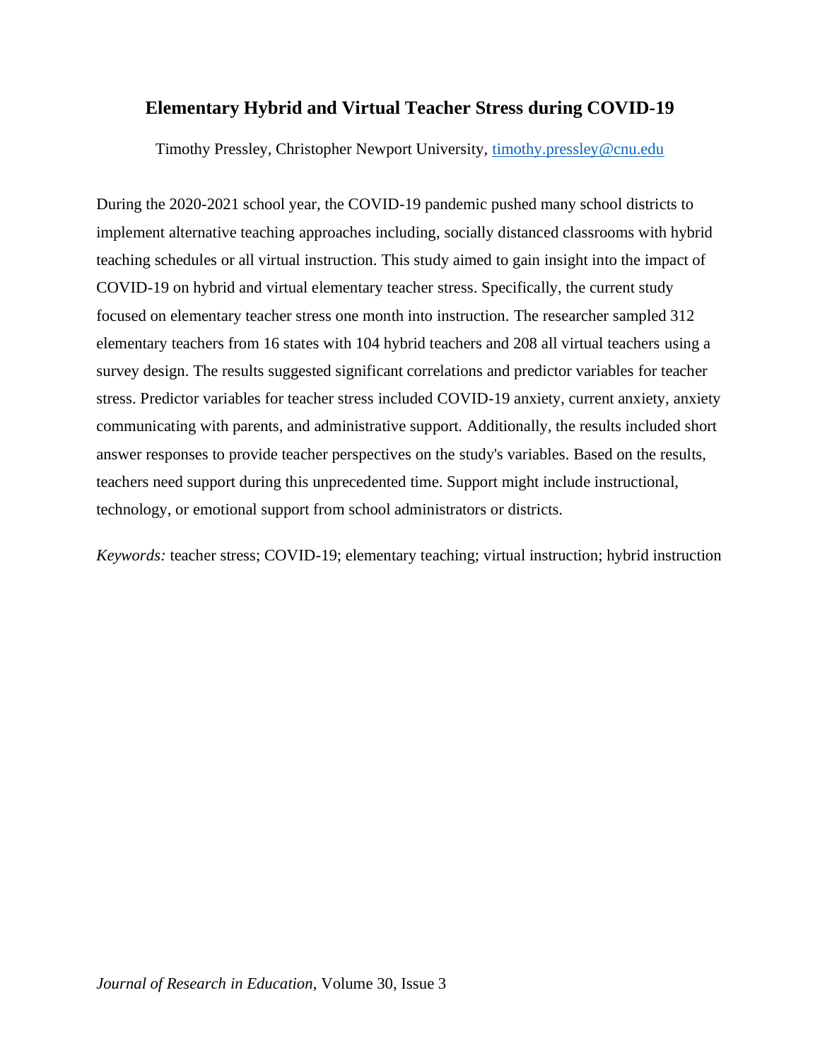# Elementary Hybrid and Virtual Teacher Stress during COVID-19

Timothy Pressley, Christopher Newport University, timothy.pressley@cnu.edu

During the 2020-2021 school year, the COVID-19 pandemic pushed many school districts to implement alternative teaching approaches including, socially distanced classrooms with hybrid teaching schedules or all virtual instruction. This study aimed to gain insight into the impact of COVID-19 on hybrid and virtual elementary teacher stress. Specifically, the current study focused on elementary teacher stress one month into instruction. The researcher sampled 312 elementary teachers from 16 states with 104 hybrid teachers and 208 all virtual teachers using a survey design. The results suggested significant correlations and predictor variables for teacher stress. Predictor variables for teacher stress included COVID-19 anxiety, current anxiety, anxiety communicating with parents, and administrative support. Additionally, the results included short answer responses to provide teacher perspectives on the study's variables. Based on the results, teachers need support during this unprecedented time. Support might include instructional, technology, or emotional support from school administrators or districts.

*Keywords:* teacher stress; COVID-19; elementary teaching; virtual instruction; hybrid instruction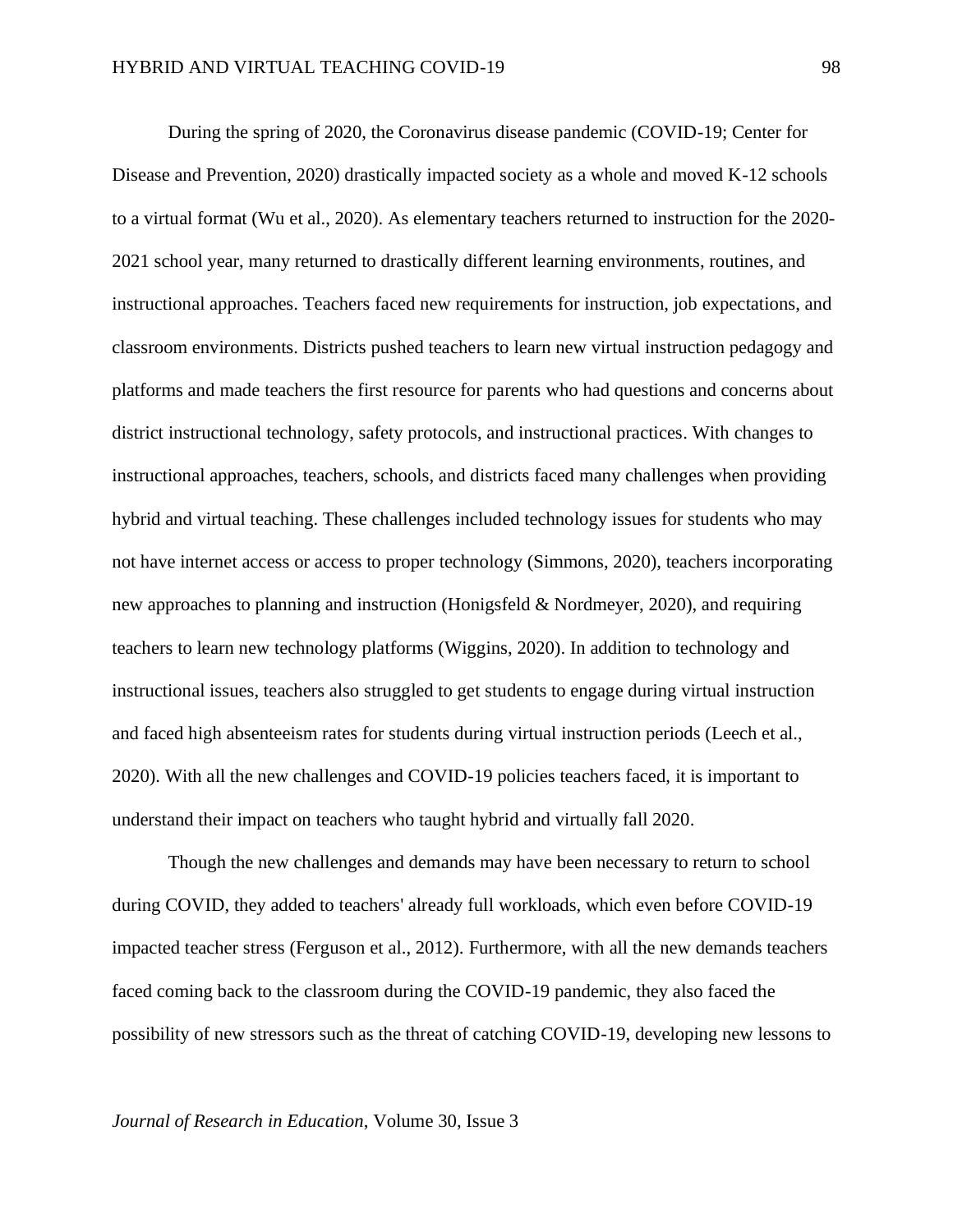During the spring of 2020, the Coronavirus disease pandemic (COVID-19; Center for Disease and Prevention, 2020) drastically impacted society as a whole and moved K-12 schools to a virtual format (Wu et al., 2020). As elementary teachers returned to instruction for the 2020-2021 school year, many returned to drastically different learning environments, routines, and instructional approaches. Teachers faced new requirements for instruction, job expectations, and classroom environments. Districts pushed teachers to learn new virtual instruction pedagogy and platforms and made teachers the first resource for parents who had questions and concerns about district instructional technology, safety protocols, and instructional practices. With changes to instructional approaches, teachers, schools, and districts faced many challenges when providing hybrid and virtual teaching. These challenges included technology issues for students who may not have internet access or access to proper technology (Simmons, 2020), teachers incorporating new approaches to planning and instruction (Honigsfeld & Nordmeyer, 2020), and requiring teachers to learn new technology platforms (Wiggins, 2020). In addition to technology and instructional issues, teachers also struggled to get students to engage during virtual instruction and faced high absenteeism rates for students during virtual instruction periods (Leech et al., 2020). With all the new challenges and COVID-19 policies teachers faced, it is important to understand their impact on teachers who taught hybrid and virtually fall 2020.

Though the new challenges and demands may have been necessary to return to school during COVID, they added to teachers' already full workloads, which even before COVID-19 impacted teacher stress (Ferguson et al., 2012). Furthermore, with all the new demands teachers faced coming back to the classroom during the COVID-19 pandemic, they also faced the possibility of new stressors such as the threat of catching COVID-19, developing new lessons to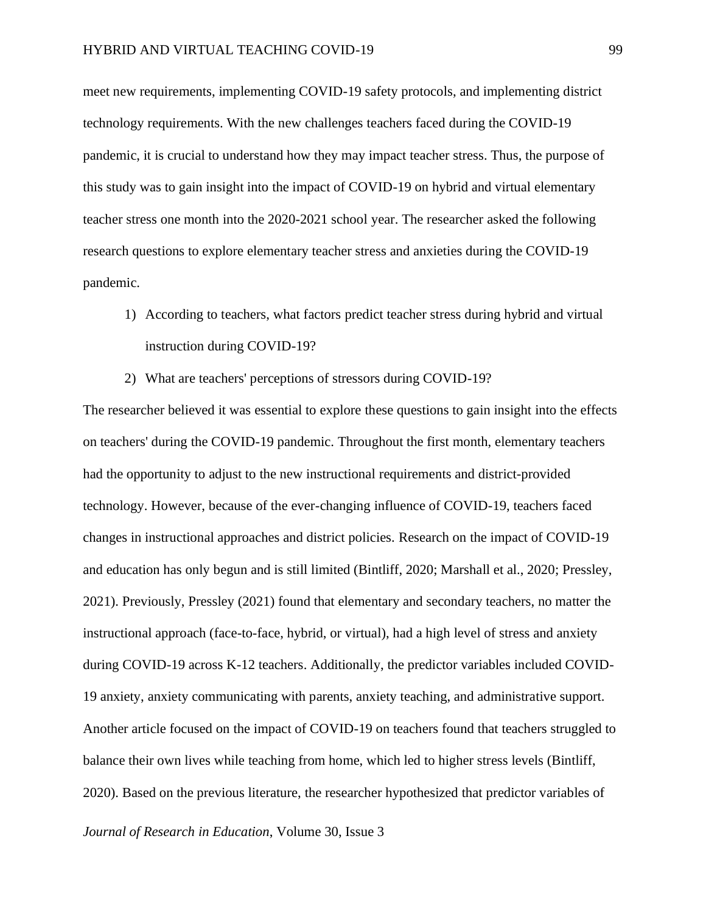meet new requirements, implementing COVID-19 safety protocols, and implementing district technology requirements. With the new challenges teachers faced during the COVID-19 pandemic, it is crucial to understand how they may impact teacher stress. Thus, the purpose of this study was to gain insight into the impact of COVID-19 on hybrid and virtual elementary teacher stress one month into the 2020-2021 school year. The researcher asked the following research questions to explore elementary teacher stress and anxieties during the COVID-19 pandemic.

1) According to teachers, what factors predict teacher stress during hybrid and virtual instruction during COVID-19?
2) What are teachers' perceptions of stressors during COVID-19?

The researcher believed it was essential to explore these questions to gain insight into the effects on teachers' during the COVID-19 pandemic. Throughout the first month, elementary teachers had the opportunity to adjust to the new instructional requirements and district-provided technology. However, because of the ever-changing influence of COVID-19, teachers faced changes in instructional approaches and district policies. Research on the impact of COVID-19 and education has only begun and is still limited (Bintliff, 2020; Marshall et al., 2020; Pressley, 2021). Previously, Pressley (2021) found that elementary and secondary teachers, no matter the instructional approach (face-to-face, hybrid, or virtual), had a high level of stress and anxiety during COVID-19 across K-12 teachers. Additionally, the predictor variables included COVID-19 anxiety, anxiety communicating with parents, anxiety teaching, and administrative support. Another article focused on the impact of COVID-19 on teachers found that teachers struggled to balance their own lives while teaching from home, which led to higher stress levels (Bintliff, 2020). Based on the previous literature, the researcher hypothesized that predictor variables of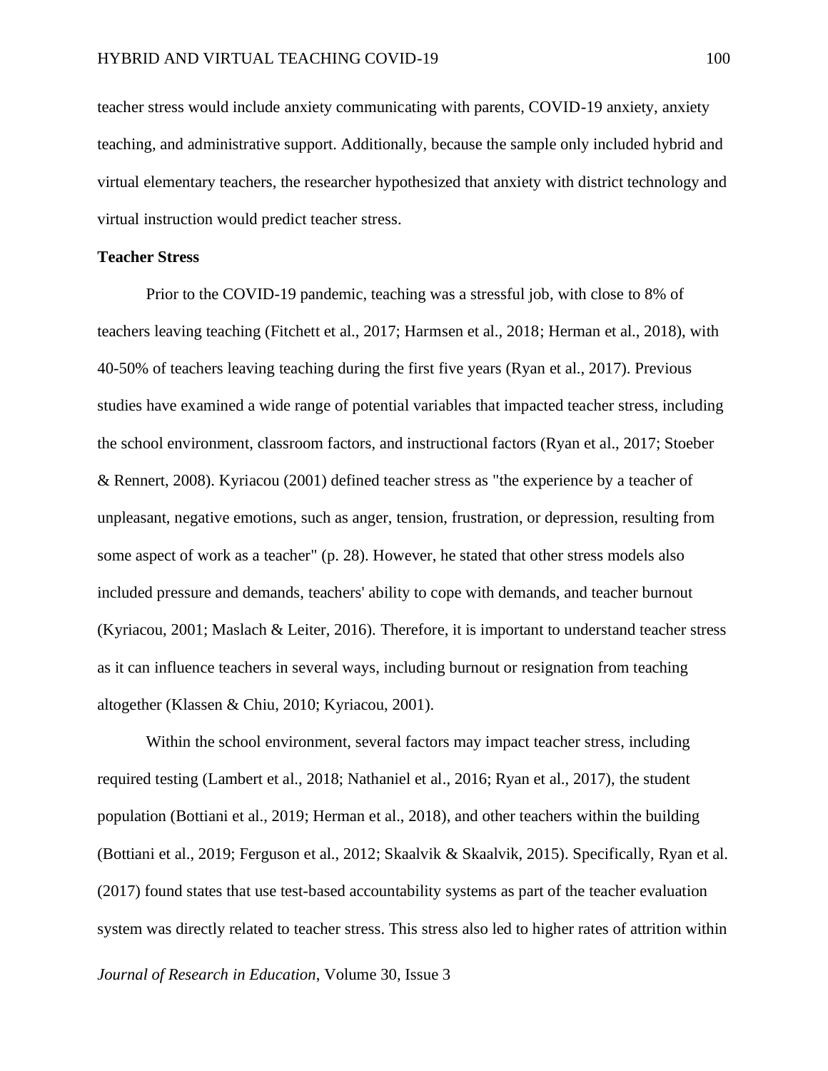teacher stress would include anxiety communicating with parents, COVID-19 anxiety, anxiety teaching, and administrative support. Additionally, because the sample only included hybrid and virtual elementary teachers, the researcher hypothesized that anxiety with district technology and virtual instruction would predict teacher stress.

**Teacher Stress**

Prior to the COVID-19 pandemic, teaching was a stressful job, with close to 8% of teachers leaving teaching (Fitchett et al., 2017; Harmsen et al., 2018; Herman et al., 2018), with 40-50% of teachers leaving teaching during the first five years (Ryan et al., 2017). Previous studies have examined a wide range of potential variables that impacted teacher stress, including the school environment, classroom factors, and instructional factors (Ryan et al., 2017; Stoeber & Rennert, 2008). Kyriacou (2001) defined teacher stress as "the experience by a teacher of unpleasant, negative emotions, such as anger, tension, frustration, or depression, resulting from some aspect of work as a teacher" (p. 28). However, he stated that other stress models also included pressure and demands, teachers' ability to cope with demands, and teacher burnout (Kyriacou, 2001; Maslach & Leiter, 2016). Therefore, it is important to understand teacher stress as it can influence teachers in several ways, including burnout or resignation from teaching altogether (Klassen & Chiu, 2010; Kyriacou, 2001).

Within the school environment, several factors may impact teacher stress, including required testing (Lambert et al., 2018; Nathaniel et al., 2016; Ryan et al., 2017), the student population (Bottiani et al., 2019; Herman et al., 2018), and other teachers within the building (Bottiani et al., 2019; Ferguson et al., 2012; Skaalvik & Skaalvik, 2015). Specifically, Ryan et al. (2017) found states that use test-based accountability systems as part of the teacher evaluation system was directly related to teacher stress. This stress also led to higher rates of attrition within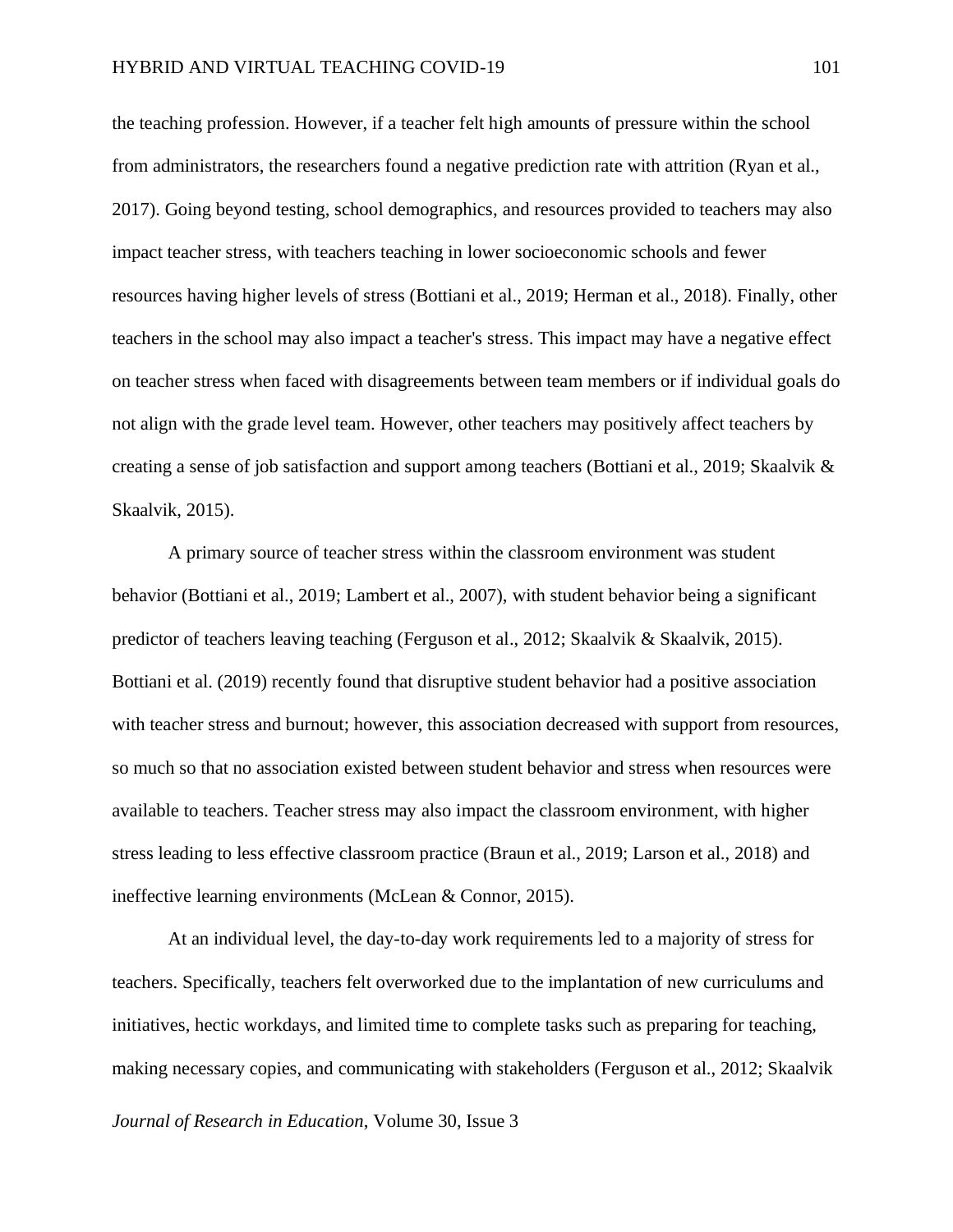the teaching profession. However, if a teacher felt high amounts of pressure within the school from administrators, the researchers found a negative prediction rate with attrition (Ryan et al., 2017). Going beyond testing, school demographics, and resources provided to teachers may also impact teacher stress, with teachers teaching in lower socioeconomic schools and fewer resources having higher levels of stress (Bottiani et al., 2019; Herman et al., 2018). Finally, other teachers in the school may also impact a teacher's stress. This impact may have a negative effect on teacher stress when faced with disagreements between team members or if individual goals do not align with the grade level team. However, other teachers may positively affect teachers by creating a sense of job satisfaction and support among teachers (Bottiani et al., 2019; Skaalvik & Skaalvik, 2015).

A primary source of teacher stress within the classroom environment was student behavior (Bottiani et al., 2019; Lambert et al., 2007), with student behavior being a significant predictor of teachers leaving teaching (Ferguson et al., 2012; Skaalvik & Skaalvik, 2015). Bottiani et al. (2019) recently found that disruptive student behavior had a positive association with teacher stress and burnout; however, this association decreased with support from resources, so much so that no association existed between student behavior and stress when resources were available to teachers. Teacher stress may also impact the classroom environment, with higher stress leading to less effective classroom practice (Braun et al., 2019; Larson et al., 2018) and ineffective learning environments (McLean & Connor, 2015).

At an individual level, the day-to-day work requirements led to a majority of stress for teachers. Specifically, teachers felt overworked due to the implantation of new curriculums and initiatives, hectic workdays, and limited time to complete tasks such as preparing for teaching, making necessary copies, and communicating with stakeholders (Ferguson et al., 2012; Skaalvik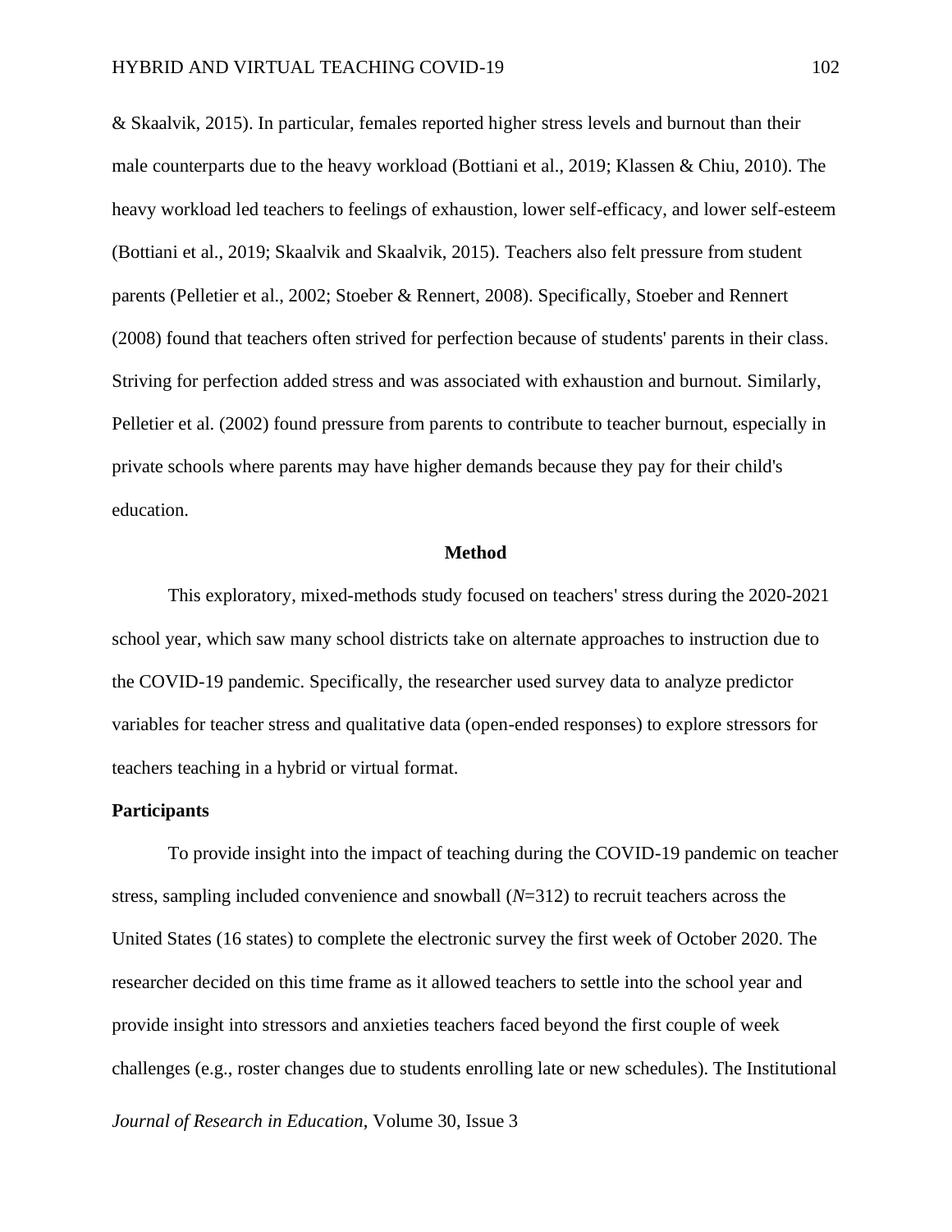& Skaalvik, 2015). In particular, females reported higher stress levels and burnout than their male counterparts due to the heavy workload (Bottiani et al., 2019; Klassen & Chiu, 2010). The heavy workload led teachers to feelings of exhaustion, lower self-efficacy, and lower self-esteem (Bottiani et al., 2019; Skaalvik and Skaalvik, 2015). Teachers also felt pressure from student parents (Pelletier et al., 2002; Stoeber & Rennert, 2008). Specifically, Stoeber and Rennert (2008) found that teachers often strived for perfection because of students' parents in their class. Striving for perfection added stress and was associated with exhaustion and burnout. Similarly, Pelletier et al. (2002) found pressure from parents to contribute to teacher burnout, especially in private schools where parents may have higher demands because they pay for their child's education.

## Method

This exploratory, mixed-methods study focused on teachers' stress during the 2020-2021 school year, which saw many school districts take on alternate approaches to instruction due to the COVID-19 pandemic. Specifically, the researcher used survey data to analyze predictor variables for teacher stress and qualitative data (open-ended responses) to explore stressors for teachers teaching in a hybrid or virtual format.

### Participants

To provide insight into the impact of teaching during the COVID-19 pandemic on teacher stress, sampling included convenience and snowball ($N$=312) to recruit teachers across the United States (16 states) to complete the electronic survey the first week of October 2020. The researcher decided on this time frame as it allowed teachers to settle into the school year and provide insight into stressors and anxieties teachers faced beyond the first couple of week challenges (e.g., roster changes due to students enrolling late or new schedules). The Institutional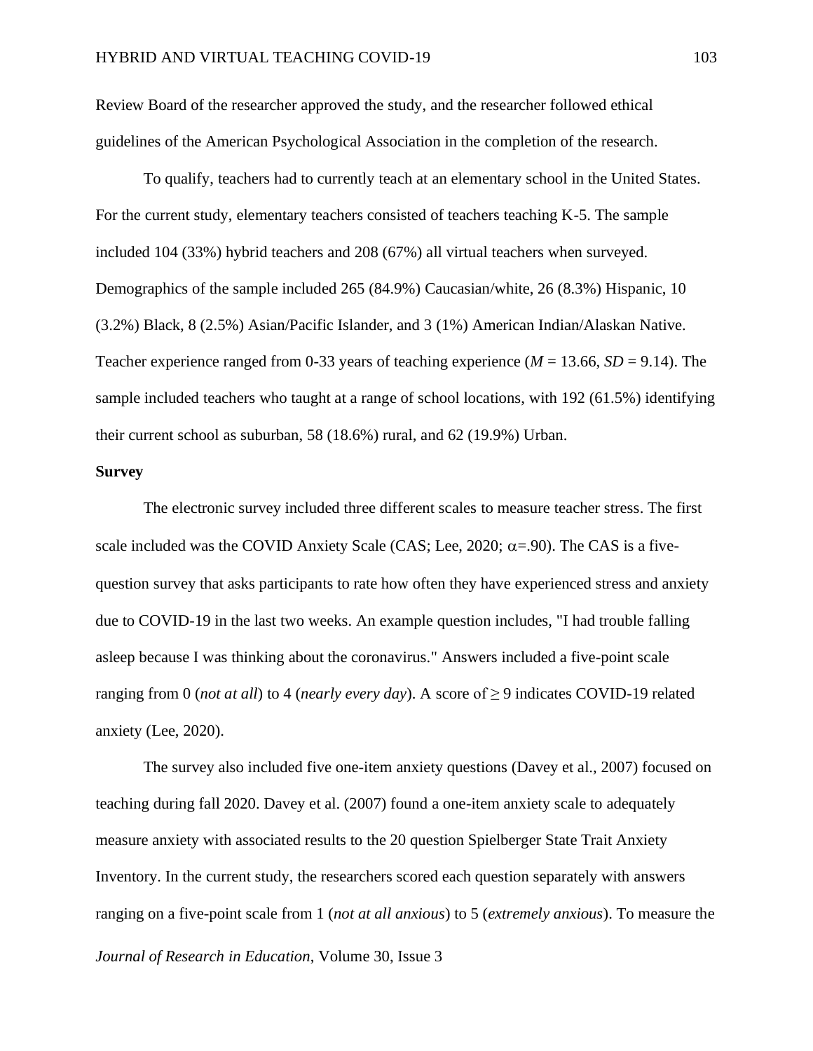Review Board of the researcher approved the study, and the researcher followed ethical guidelines of the American Psychological Association in the completion of the research.

To qualify, teachers had to currently teach at an elementary school in the United States. For the current study, elementary teachers consisted of teachers teaching K-5. The sample included 104 (33%) hybrid teachers and 208 (67%) all virtual teachers when surveyed. Demographics of the sample included 265 (84.9%) Caucasian/white, 26 (8.3%) Hispanic, 10 (3.2%) Black, 8 (2.5%) Asian/Pacific Islander, and 3 (1%) American Indian/Alaskan Native. Teacher experience ranged from 0-33 years of teaching experience ($M$ = 13.66, $SD$ = 9.14). The sample included teachers who taught at a range of school locations, with 192 (61.5%) identifying their current school as suburban, 58 (18.6%) rural, and 62 (19.9%) Urban.

**Survey**

The electronic survey included three different scales to measure teacher stress. The first scale included was the COVID Anxiety Scale (CAS; Lee, 2020; $\alpha$=.90). The CAS is a five-question survey that asks participants to rate how often they have experienced stress and anxiety due to COVID-19 in the last two weeks. An example question includes, "I had trouble falling asleep because I was thinking about the coronavirus." Answers included a five-point scale ranging from 0 (*not at all*) to 4 (*nearly every day*). A score of $\geq$ 9 indicates COVID-19 related anxiety (Lee, 2020).

The survey also included five one-item anxiety questions (Davey et al., 2007) focused on teaching during fall 2020. Davey et al. (2007) found a one-item anxiety scale to adequately measure anxiety with associated results to the 20 question Spielberger State Trait Anxiety Inventory. In the current study, the researchers scored each question separately with answers ranging on a five-point scale from 1 (*not at all anxious*) to 5 (*extremely anxious*). To measure the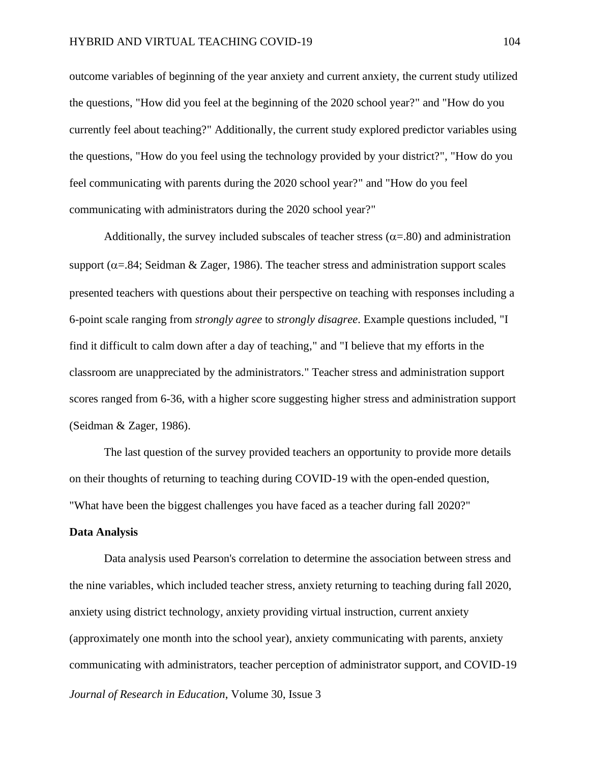outcome variables of beginning of the year anxiety and current anxiety, the current study utilized the questions, "How did you feel at the beginning of the 2020 school year?" and "How do you currently feel about teaching?" Additionally, the current study explored predictor variables using the questions, "How do you feel using the technology provided by your district?", "How do you feel communicating with parents during the 2020 school year?" and "How do you feel communicating with administrators during the 2020 school year?"

Additionally, the survey included subscales of teacher stress ($\alpha$=.80) and administration support ($\alpha$=.84; Seidman & Zager, 1986). The teacher stress and administration support scales presented teachers with questions about their perspective on teaching with responses including a 6-point scale ranging from *strongly agree* to *strongly disagree*. Example questions included, "I find it difficult to calm down after a day of teaching," and "I believe that my efforts in the classroom are unappreciated by the administrators." Teacher stress and administration support scores ranged from 6-36, with a higher score suggesting higher stress and administration support (Seidman & Zager, 1986).

The last question of the survey provided teachers an opportunity to provide more details on their thoughts of returning to teaching during COVID-19 with the open-ended question, "What have been the biggest challenges you have faced as a teacher during fall 2020?"

**Data Analysis**

Data analysis used Pearson's correlation to determine the association between stress and the nine variables, which included teacher stress, anxiety returning to teaching during fall 2020, anxiety using district technology, anxiety providing virtual instruction, current anxiety (approximately one month into the school year), anxiety communicating with parents, anxiety communicating with administrators, teacher perception of administrator support, and COVID-19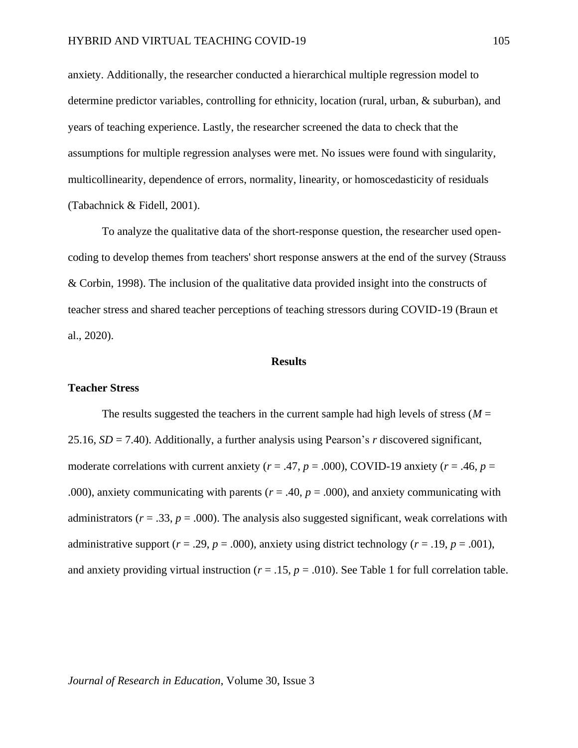anxiety. Additionally, the researcher conducted a hierarchical multiple regression model to determine predictor variables, controlling for ethnicity, location (rural, urban, & suburban), and years of teaching experience. Lastly, the researcher screened the data to check that the assumptions for multiple regression analyses were met. No issues were found with singularity, multicollinearity, dependence of errors, normality, linearity, or homoscedasticity of residuals (Tabachnick & Fidell, 2001).

To analyze the qualitative data of the short-response question, the researcher used open-coding to develop themes from teachers' short response answers at the end of the survey (Strauss & Corbin, 1998). The inclusion of the qualitative data provided insight into the constructs of teacher stress and shared teacher perceptions of teaching stressors during COVID-19 (Braun et al., 2020).

## Results

### Teacher Stress

The results suggested the teachers in the current sample had high levels of stress ($M$ = 25.16, $SD$ = 7.40). Additionally, a further analysis using Pearson's $r$ discovered significant, moderate correlations with current anxiety ($r = .47$, $p = .000$), COVID-19 anxiety ($r = .46$, $p = .000$), anxiety communicating with parents ($r = .40$, $p = .000$), and anxiety communicating with administrators ($r = .33$, $p = .000$). The analysis also suggested significant, weak correlations with administrative support ($r = .29$, $p = .000$), anxiety using district technology ($r = .19$, $p = .001$), and anxiety providing virtual instruction ($r = .15$, $p = .010$). See Table 1 for full correlation table.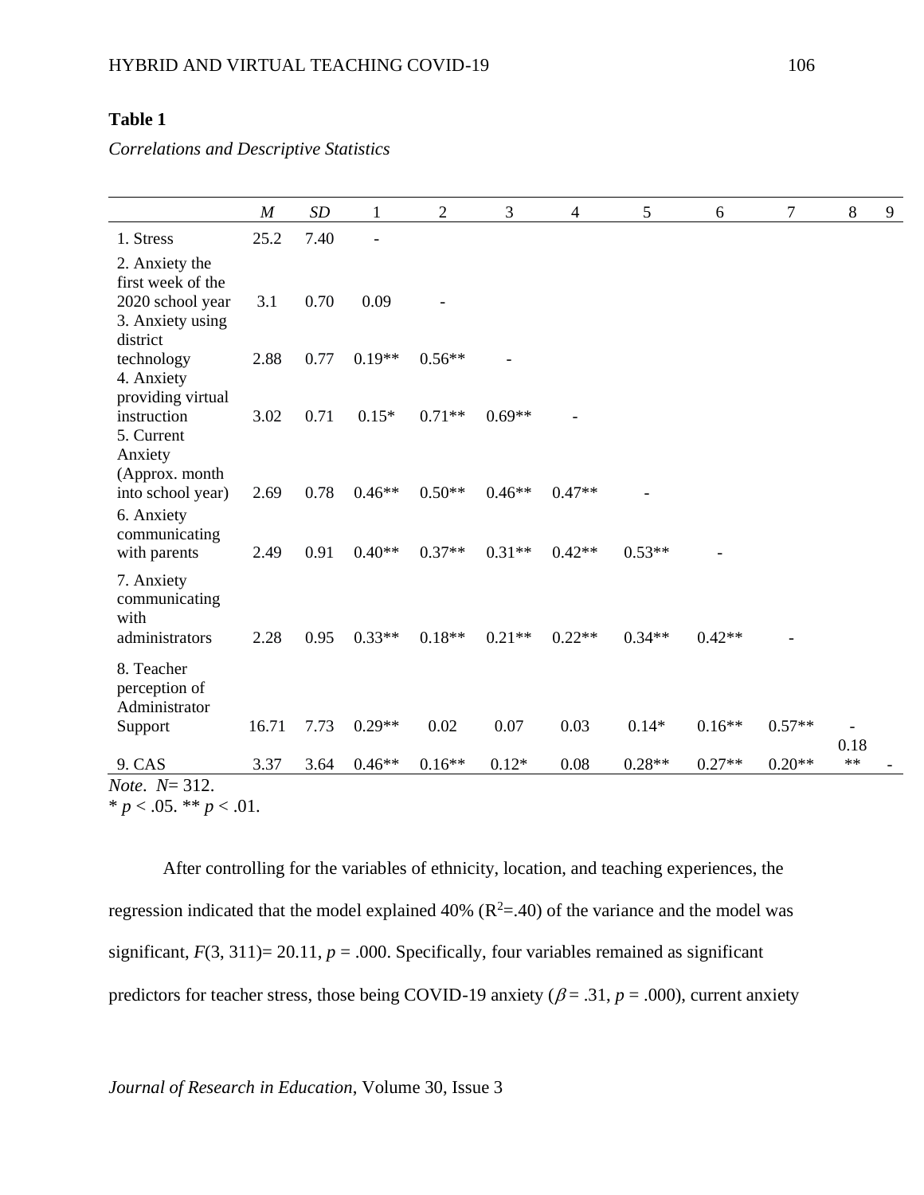**Table 1**

*Correlations and Descriptive Statistics*

| | *M* | *SD* | 1 | 2 | 3 | 4 | 5 | 6 | 7 | 8 | 9 |
|---|---|---|---|---|---|---|---|---|---|---|---|
| 1. Stress | 25.2 | 7.40 | - | | | | | | | | |
| 2. Anxiety the first week of the 2020 school year | 3.1 | 0.70 | 0.09 | - | | | | | | | |
| 3. Anxiety using district technology | 2.88 | 0.77 | 0.19** | 0.56** | - | | | | | | |
| 4. Anxiety providing virtual instruction | 3.02 | 0.71 | 0.15* | 0.71** | 0.69** | - | | | | | |
| 5. Current Anxiety (Approx. month into school year) | 2.69 | 0.78 | 0.46** | 0.50** | 0.46** | 0.47** | - | | | | |
| 6. Anxiety communicating with parents | 2.49 | 0.91 | 0.40** | 0.37** | 0.31** | 0.42** | 0.53** | - | | | |
| 7. Anxiety communicating with administrators | 2.28 | 0.95 | 0.33** | 0.18** | 0.21** | 0.22** | 0.34** | 0.42** | - | | |
| 8. Teacher perception of Administrator Support | 16.71 | 7.73 | 0.29** | 0.02 | 0.07 | 0.03 | 0.14* | 0.16** | 0.57** | - | |
| 9. CAS | 3.37 | 3.64 | 0.46** | 0.16** | 0.12* | 0.08 | 0.28** | 0.27** | 0.20** | 0.18** | - |

*Note*. *N*= 312.
\* $p < .05$. \*\* $p < .01$.

After controlling for the variables of ethnicity, location, and teaching experiences, the regression indicated that the model explained 40% ($R^2$=.40) of the variance and the model was significant, $F(3, 311)$= 20.11, $p$ = .000. Specifically, four variables remained as significant predictors for teacher stress, those being COVID-19 anxiety ($\beta$ = .31, $p$ = .000), current anxiety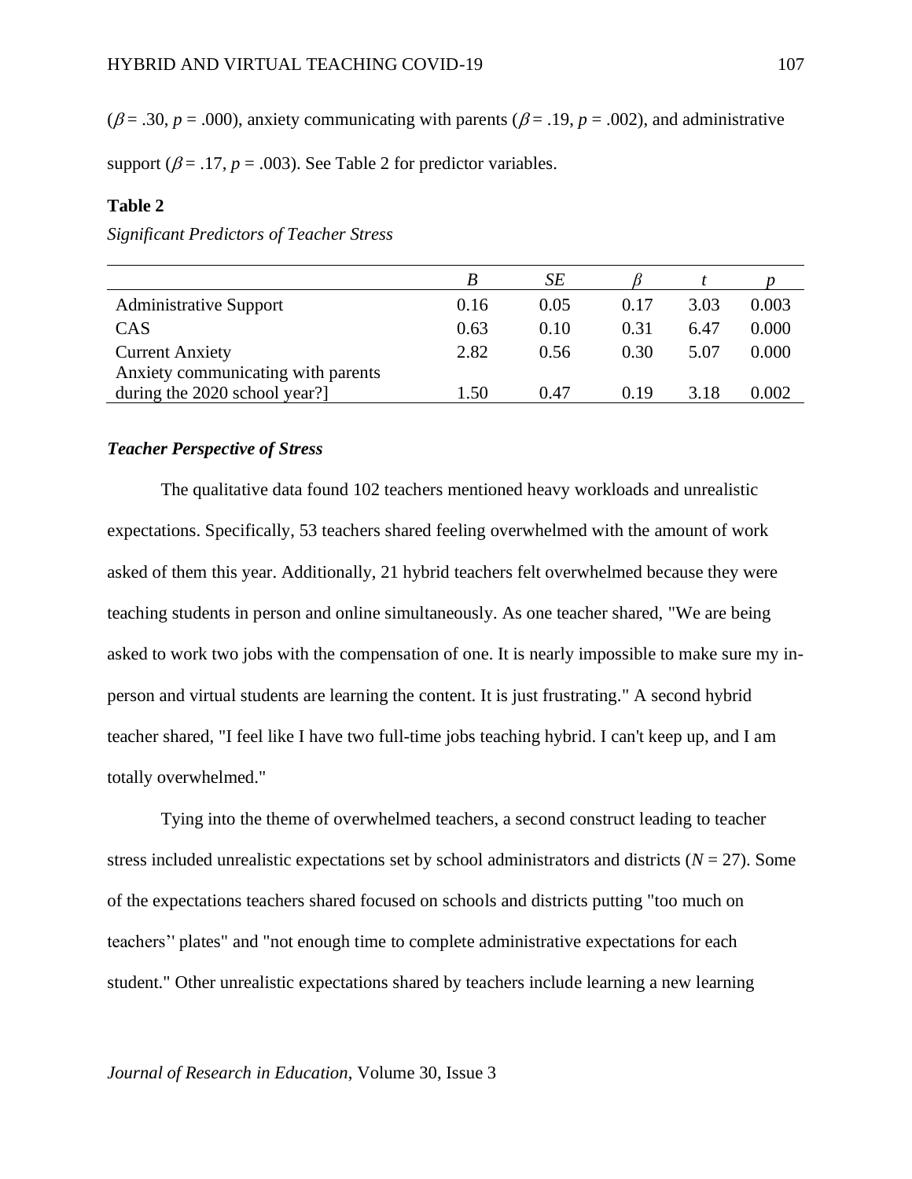($\beta = .30$, $p = .000$), anxiety communicating with parents ($\beta = .19$, $p = .002$), and administrative support ($\beta = .17$, $p = .003$). See Table 2 for predictor variables.

**Table 2**

*Significant Predictors of Teacher Stress*

| | *B* | *SE* | $\beta$ | *t* | *p* |
|---|---|---|---|---|---|
| Administrative Support | 0.16 | 0.05 | 0.17 | 3.03 | 0.003 |
| CAS | 0.63 | 0.10 | 0.31 | 6.47 | 0.000 |
| Current Anxiety | 2.82 | 0.56 | 0.30 | 5.07 | 0.000 |
| Anxiety communicating with parents during the 2020 school year?] | 1.50 | 0.47 | 0.19 | 3.18 | 0.002 |

***Teacher Perspective of Stress***

The qualitative data found 102 teachers mentioned heavy workloads and unrealistic expectations. Specifically, 53 teachers shared feeling overwhelmed with the amount of work asked of them this year. Additionally, 21 hybrid teachers felt overwhelmed because they were teaching students in person and online simultaneously. As one teacher shared, "We are being asked to work two jobs with the compensation of one. It is nearly impossible to make sure my in-person and virtual students are learning the content. It is just frustrating." A second hybrid teacher shared, "I feel like I have two full-time jobs teaching hybrid. I can't keep up, and I am totally overwhelmed."

Tying into the theme of overwhelmed teachers, a second construct leading to teacher stress included unrealistic expectations set by school administrators and districts ($N = 27$). Some of the expectations teachers shared focused on schools and districts putting "too much on teachers'' plates" and "not enough time to complete administrative expectations for each student." Other unrealistic expectations shared by teachers include learning a new learning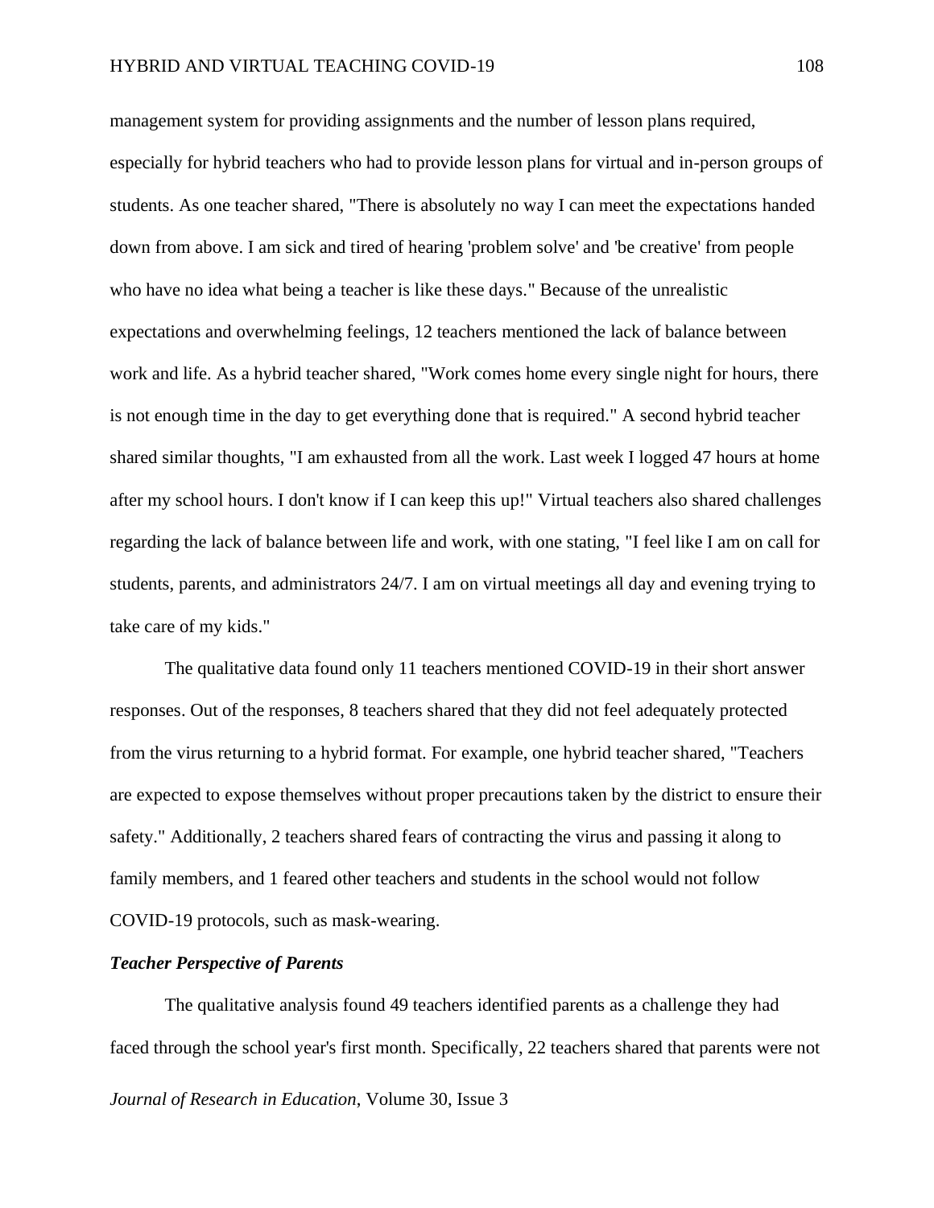management system for providing assignments and the number of lesson plans required, especially for hybrid teachers who had to provide lesson plans for virtual and in-person groups of students. As one teacher shared, "There is absolutely no way I can meet the expectations handed down from above. I am sick and tired of hearing 'problem solve' and 'be creative' from people who have no idea what being a teacher is like these days." Because of the unrealistic expectations and overwhelming feelings, 12 teachers mentioned the lack of balance between work and life. As a hybrid teacher shared, "Work comes home every single night for hours, there is not enough time in the day to get everything done that is required." A second hybrid teacher shared similar thoughts, "I am exhausted from all the work. Last week I logged 47 hours at home after my school hours. I don't know if I can keep this up!" Virtual teachers also shared challenges regarding the lack of balance between life and work, with one stating, "I feel like I am on call for students, parents, and administrators 24/7. I am on virtual meetings all day and evening trying to take care of my kids."

The qualitative data found only 11 teachers mentioned COVID-19 in their short answer responses. Out of the responses, 8 teachers shared that they did not feel adequately protected from the virus returning to a hybrid format. For example, one hybrid teacher shared, "Teachers are expected to expose themselves without proper precautions taken by the district to ensure their safety." Additionally, 2 teachers shared fears of contracting the virus and passing it along to family members, and 1 feared other teachers and students in the school would not follow COVID-19 protocols, such as mask-wearing.

### *Teacher Perspective of Parents*

The qualitative analysis found 49 teachers identified parents as a challenge they had faced through the school year's first month. Specifically, 22 teachers shared that parents were not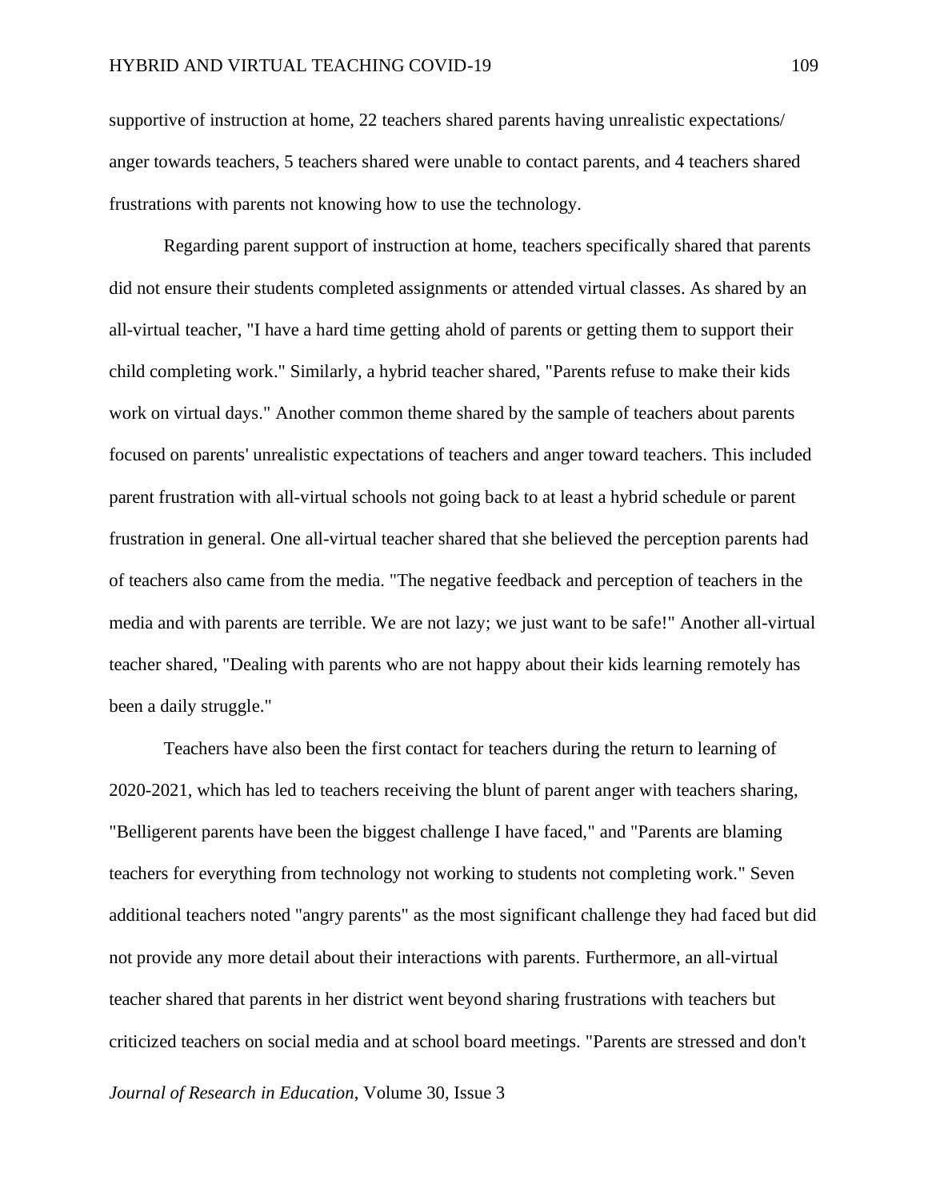supportive of instruction at home, 22 teachers shared parents having unrealistic expectations/ anger towards teachers, 5 teachers shared were unable to contact parents, and 4 teachers shared frustrations with parents not knowing how to use the technology.

Regarding parent support of instruction at home, teachers specifically shared that parents did not ensure their students completed assignments or attended virtual classes. As shared by an all-virtual teacher, "I have a hard time getting ahold of parents or getting them to support their child completing work." Similarly, a hybrid teacher shared, "Parents refuse to make their kids work on virtual days." Another common theme shared by the sample of teachers about parents focused on parents' unrealistic expectations of teachers and anger toward teachers. This included parent frustration with all-virtual schools not going back to at least a hybrid schedule or parent frustration in general. One all-virtual teacher shared that she believed the perception parents had of teachers also came from the media. "The negative feedback and perception of teachers in the media and with parents are terrible. We are not lazy; we just want to be safe!" Another all-virtual teacher shared, "Dealing with parents who are not happy about their kids learning remotely has been a daily struggle."

Teachers have also been the first contact for teachers during the return to learning of 2020-2021, which has led to teachers receiving the blunt of parent anger with teachers sharing, "Belligerent parents have been the biggest challenge I have faced," and "Parents are blaming teachers for everything from technology not working to students not completing work." Seven additional teachers noted "angry parents" as the most significant challenge they had faced but did not provide any more detail about their interactions with parents. Furthermore, an all-virtual teacher shared that parents in her district went beyond sharing frustrations with teachers but criticized teachers on social media and at school board meetings. "Parents are stressed and don't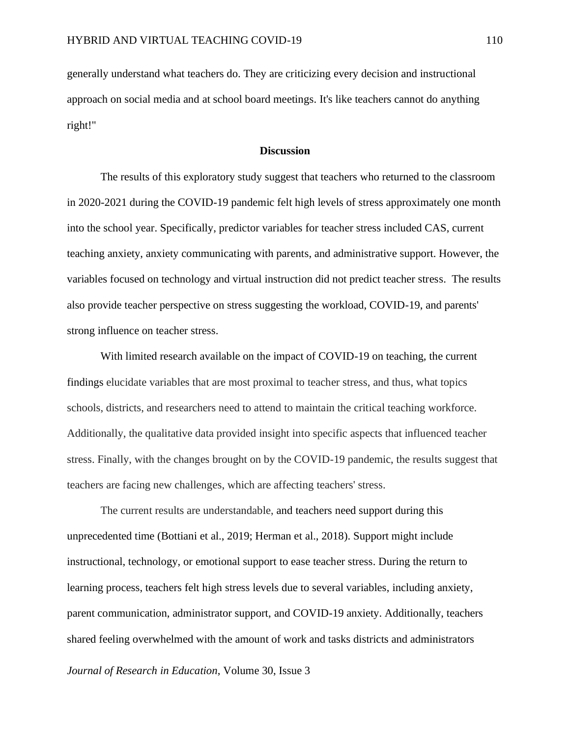generally understand what teachers do. They are criticizing every decision and instructional approach on social media and at school board meetings. It's like teachers cannot do anything right!"

## Discussion

The results of this exploratory study suggest that teachers who returned to the classroom in 2020-2021 during the COVID-19 pandemic felt high levels of stress approximately one month into the school year. Specifically, predictor variables for teacher stress included CAS, current teaching anxiety, anxiety communicating with parents, and administrative support. However, the variables focused on technology and virtual instruction did not predict teacher stress. The results also provide teacher perspective on stress suggesting the workload, COVID-19, and parents' strong influence on teacher stress.

With limited research available on the impact of COVID-19 on teaching, the current findings elucidate variables that are most proximal to teacher stress, and thus, what topics schools, districts, and researchers need to attend to maintain the critical teaching workforce. Additionally, the qualitative data provided insight into specific aspects that influenced teacher stress. Finally, with the changes brought on by the COVID-19 pandemic, the results suggest that teachers are facing new challenges, which are affecting teachers' stress.

The current results are understandable, and teachers need support during this unprecedented time (Bottiani et al., 2019; Herman et al., 2018). Support might include instructional, technology, or emotional support to ease teacher stress. During the return to learning process, teachers felt high stress levels due to several variables, including anxiety, parent communication, administrator support, and COVID-19 anxiety. Additionally, teachers shared feeling overwhelmed with the amount of work and tasks districts and administrators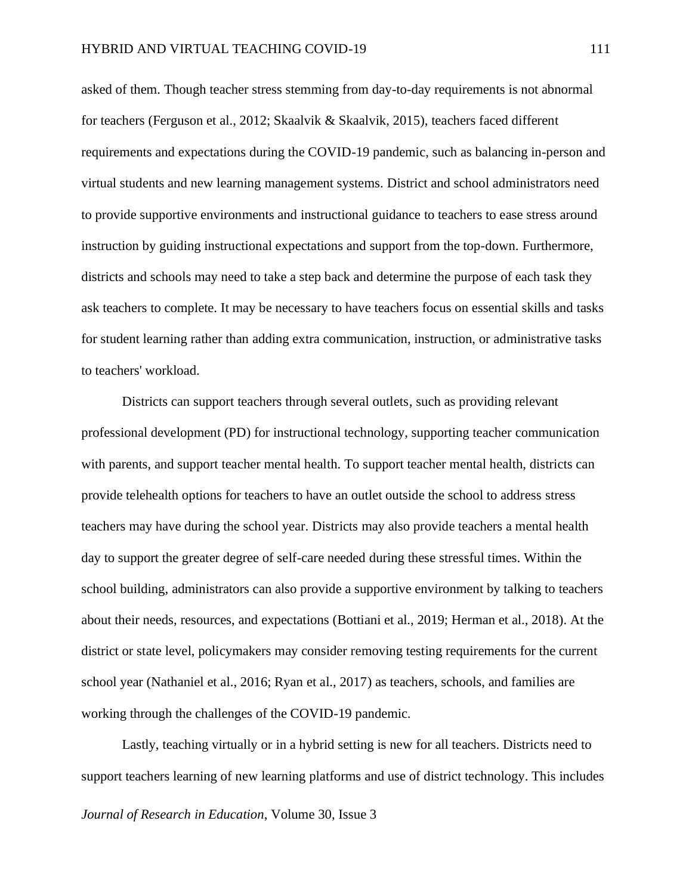asked of them. Though teacher stress stemming from day-to-day requirements is not abnormal for teachers (Ferguson et al., 2012; Skaalvik & Skaalvik, 2015), teachers faced different requirements and expectations during the COVID-19 pandemic, such as balancing in-person and virtual students and new learning management systems. District and school administrators need to provide supportive environments and instructional guidance to teachers to ease stress around instruction by guiding instructional expectations and support from the top-down. Furthermore, districts and schools may need to take a step back and determine the purpose of each task they ask teachers to complete. It may be necessary to have teachers focus on essential skills and tasks for student learning rather than adding extra communication, instruction, or administrative tasks to teachers' workload.

Districts can support teachers through several outlets, such as providing relevant professional development (PD) for instructional technology, supporting teacher communication with parents, and support teacher mental health. To support teacher mental health, districts can provide telehealth options for teachers to have an outlet outside the school to address stress teachers may have during the school year. Districts may also provide teachers a mental health day to support the greater degree of self-care needed during these stressful times. Within the school building, administrators can also provide a supportive environment by talking to teachers about their needs, resources, and expectations (Bottiani et al., 2019; Herman et al., 2018). At the district or state level, policymakers may consider removing testing requirements for the current school year (Nathaniel et al., 2016; Ryan et al., 2017) as teachers, schools, and families are working through the challenges of the COVID-19 pandemic.

Lastly, teaching virtually or in a hybrid setting is new for all teachers. Districts need to support teachers learning of new learning platforms and use of district technology. This includes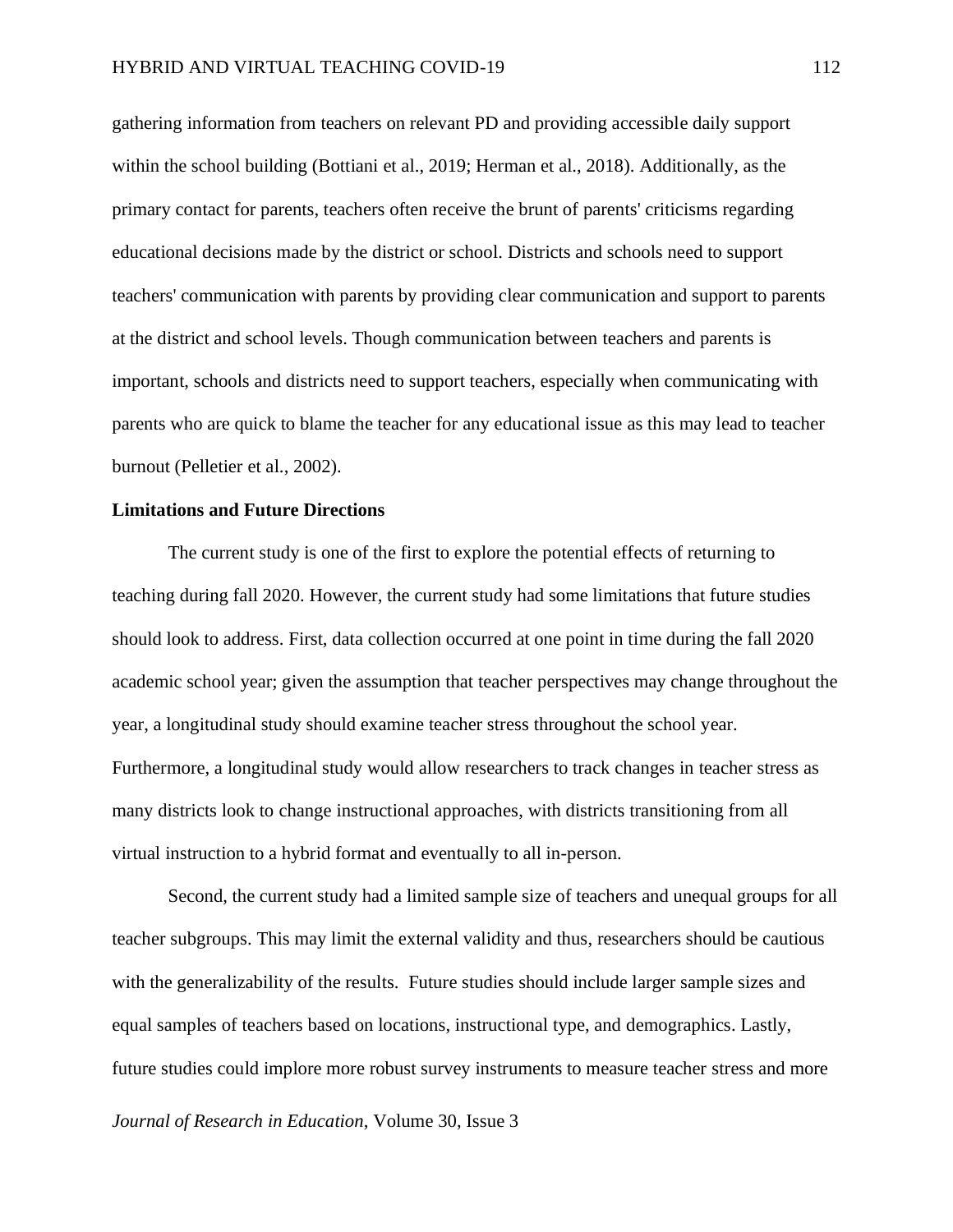gathering information from teachers on relevant PD and providing accessible daily support within the school building (Bottiani et al., 2019; Herman et al., 2018). Additionally, as the primary contact for parents, teachers often receive the brunt of parents' criticisms regarding educational decisions made by the district or school. Districts and schools need to support teachers' communication with parents by providing clear communication and support to parents at the district and school levels. Though communication between teachers and parents is important, schools and districts need to support teachers, especially when communicating with parents who are quick to blame the teacher for any educational issue as this may lead to teacher burnout (Pelletier et al., 2002).

**Limitations and Future Directions**

The current study is one of the first to explore the potential effects of returning to teaching during fall 2020. However, the current study had some limitations that future studies should look to address. First, data collection occurred at one point in time during the fall 2020 academic school year; given the assumption that teacher perspectives may change throughout the year, a longitudinal study should examine teacher stress throughout the school year. Furthermore, a longitudinal study would allow researchers to track changes in teacher stress as many districts look to change instructional approaches, with districts transitioning from all virtual instruction to a hybrid format and eventually to all in-person.

Second, the current study had a limited sample size of teachers and unequal groups for all teacher subgroups. This may limit the external validity and thus, researchers should be cautious with the generalizability of the results. Future studies should include larger sample sizes and equal samples of teachers based on locations, instructional type, and demographics. Lastly, future studies could implore more robust survey instruments to measure teacher stress and more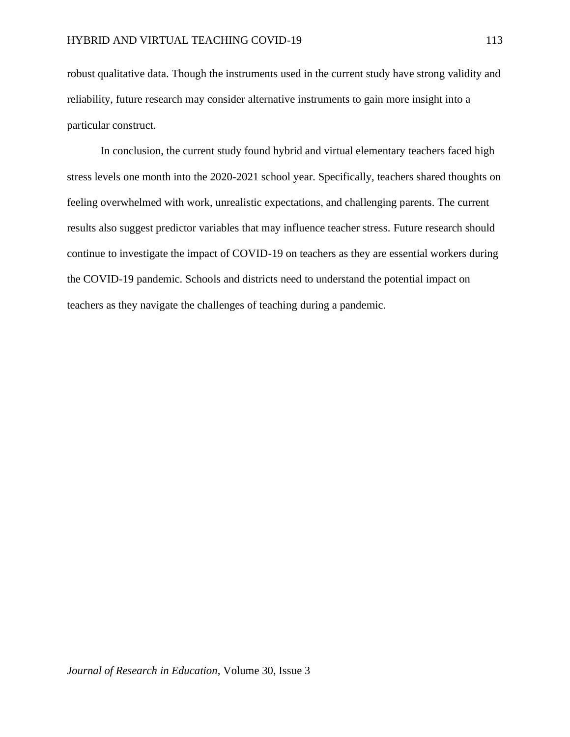robust qualitative data. Though the instruments used in the current study have strong validity and reliability, future research may consider alternative instruments to gain more insight into a particular construct.

In conclusion, the current study found hybrid and virtual elementary teachers faced high stress levels one month into the 2020-2021 school year. Specifically, teachers shared thoughts on feeling overwhelmed with work, unrealistic expectations, and challenging parents. The current results also suggest predictor variables that may influence teacher stress. Future research should continue to investigate the impact of COVID-19 on teachers as they are essential workers during the COVID-19 pandemic. Schools and districts need to understand the potential impact on teachers as they navigate the challenges of teaching during a pandemic.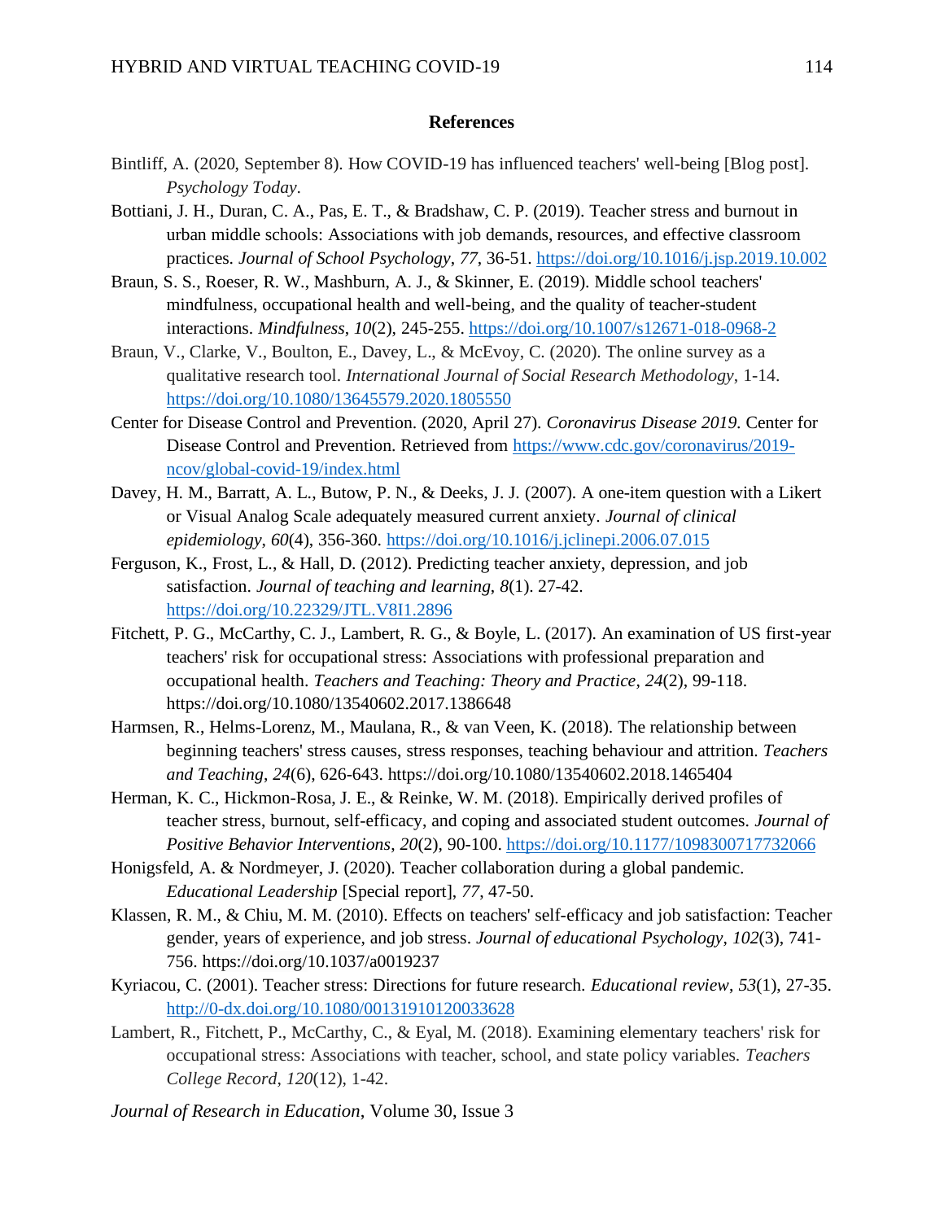**References**

Bintliff, A. (2020, September 8). How COVID-19 has influenced teachers' well-being [Blog post]. *Psychology Today*.

Bottiani, J. H., Duran, C. A., Pas, E. T., & Bradshaw, C. P. (2019). Teacher stress and burnout in urban middle schools: Associations with job demands, resources, and effective classroom practices. *Journal of School Psychology*, *77*, 36-51. https://doi.org/10.1016/j.jsp.2019.10.002

Braun, S. S., Roeser, R. W., Mashburn, A. J., & Skinner, E. (2019). Middle school teachers' mindfulness, occupational health and well-being, and the quality of teacher-student interactions. *Mindfulness*, *10*(2), 245-255. https://doi.org/10.1007/s12671-018-0968-2

Braun, V., Clarke, V., Boulton, E., Davey, L., & McEvoy, C. (2020). The online survey as a qualitative research tool. *International Journal of Social Research Methodology*, 1-14. https://doi.org/10.1080/13645579.2020.1805550

Center for Disease Control and Prevention. (2020, April 27). *Coronavirus Disease 2019*. Center for Disease Control and Prevention. Retrieved from https://www.cdc.gov/coronavirus/2019-ncov/global-covid-19/index.html

Davey, H. M., Barratt, A. L., Butow, P. N., & Deeks, J. J. (2007). A one-item question with a Likert or Visual Analog Scale adequately measured current anxiety. *Journal of clinical epidemiology*, *60*(4), 356-360. https://doi.org/10.1016/j.jclinepi.2006.07.015

Ferguson, K., Frost, L., & Hall, D. (2012). Predicting teacher anxiety, depression, and job satisfaction. *Journal of teaching and learning*, *8*(1). 27-42. https://doi.org/10.22329/JTL.V8I1.2896

Fitchett, P. G., McCarthy, C. J., Lambert, R. G., & Boyle, L. (2017). An examination of US first-year teachers' risk for occupational stress: Associations with professional preparation and occupational health. *Teachers and Teaching: Theory and Practice*, *24*(2), 99-118. https://doi.org/10.1080/13540602.2017.1386648

Harmsen, R., Helms-Lorenz, M., Maulana, R., & van Veen, K. (2018). The relationship between beginning teachers' stress causes, stress responses, teaching behaviour and attrition. *Teachers and Teaching*, *24*(6), 626-643. https://doi.org/10.1080/13540602.2018.1465404

Herman, K. C., Hickmon-Rosa, J. E., & Reinke, W. M. (2018). Empirically derived profiles of teacher stress, burnout, self-efficacy, and coping and associated student outcomes. *Journal of Positive Behavior Interventions*, *20*(2), 90-100. https://doi.org/10.1177/1098300717732066

Honigsfeld, A. & Nordmeyer, J. (2020). Teacher collaboration during a global pandemic. *Educational Leadership* [Special report], *77*, 47-50.

Klassen, R. M., & Chiu, M. M. (2010). Effects on teachers' self-efficacy and job satisfaction: Teacher gender, years of experience, and job stress. *Journal of educational Psychology*, *102*(3), 741-756. https://doi.org/10.1037/a0019237

Kyriacou, C. (2001). Teacher stress: Directions for future research. *Educational review*, *53*(1), 27-35. http://0-dx.doi.org/10.1080/00131910120033628

Lambert, R., Fitchett, P., McCarthy, C., & Eyal, M. (2018). Examining elementary teachers' risk for occupational stress: Associations with teacher, school, and state policy variables. *Teachers College Record*, *120*(12), 1-42.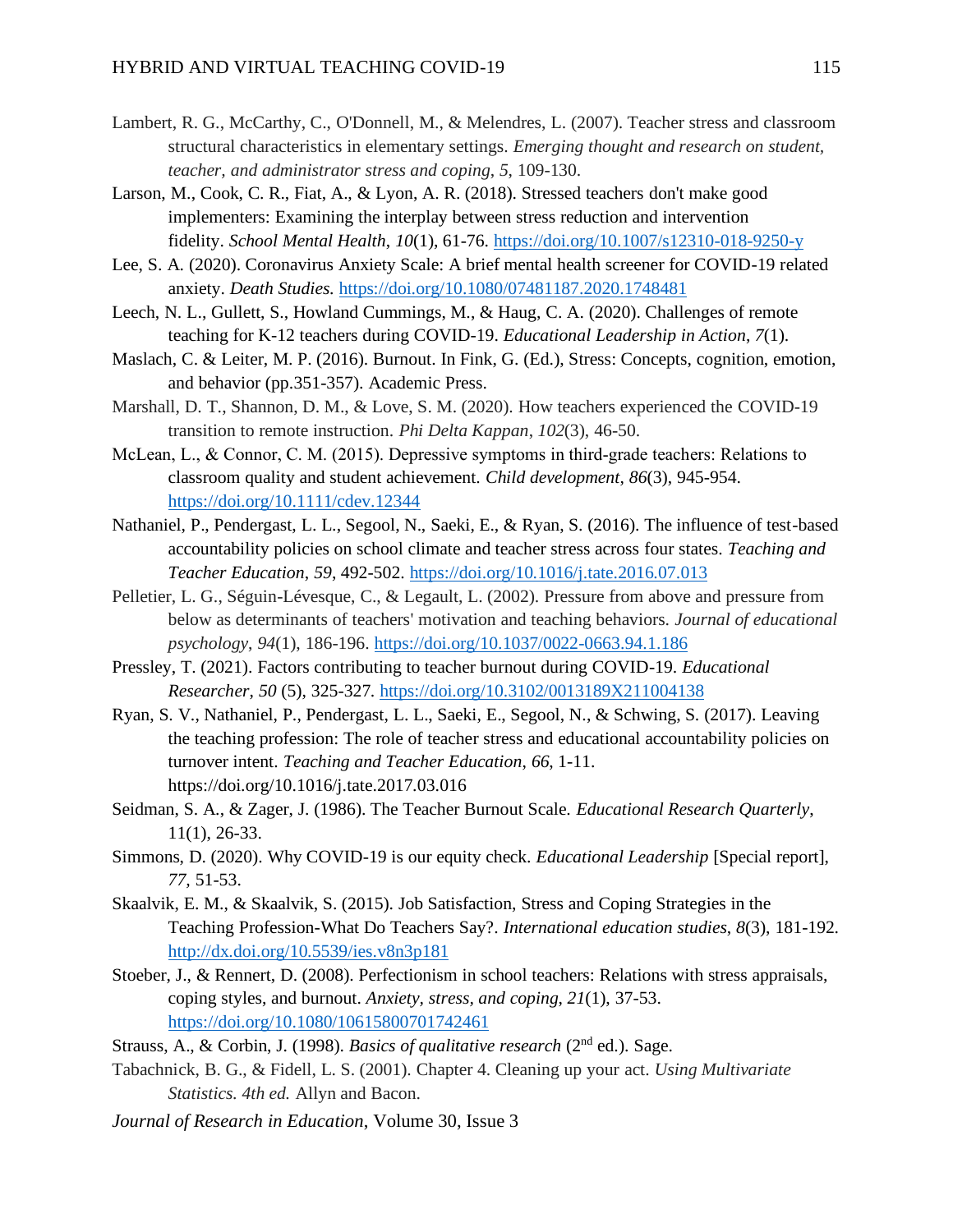Lambert, R. G., McCarthy, C., O'Donnell, M., & Melendres, L. (2007). Teacher stress and classroom structural characteristics in elementary settings. *Emerging thought and research on student, teacher, and administrator stress and coping*, *5*, 109-130.

Larson, M., Cook, C. R., Fiat, A., & Lyon, A. R. (2018). Stressed teachers don't make good implementers: Examining the interplay between stress reduction and intervention fidelity. *School Mental Health*, *10*(1), 61-76. https://doi.org/10.1007/s12310-018-9250-y

Lee, S. A. (2020). Coronavirus Anxiety Scale: A brief mental health screener for COVID-19 related anxiety. *Death Studies.* https://doi.org/10.1080/07481187.2020.1748481

Leech, N. L., Gullett, S., Howland Cummings, M., & Haug, C. A. (2020). Challenges of remote teaching for K-12 teachers during COVID-19. *Educational Leadership in Action*, *7*(1).

Maslach, C. & Leiter, M. P. (2016). Burnout. In Fink, G. (Ed.), Stress: Concepts, cognition, emotion, and behavior (pp.351-357). Academic Press.

Marshall, D. T., Shannon, D. M., & Love, S. M. (2020). How teachers experienced the COVID-19 transition to remote instruction. *Phi Delta Kappan*, *102*(3), 46-50.

McLean, L., & Connor, C. M. (2015). Depressive symptoms in third-grade teachers: Relations to classroom quality and student achievement. *Child development*, *86*(3), 945-954. https://doi.org/10.1111/cdev.12344

Nathaniel, P., Pendergast, L. L., Segool, N., Saeki, E., & Ryan, S. (2016). The influence of test-based accountability policies on school climate and teacher stress across four states. *Teaching and Teacher Education*, *59*, 492-502. https://doi.org/10.1016/j.tate.2016.07.013

Pelletier, L. G., Séguin-Lévesque, C., & Legault, L. (2002). Pressure from above and pressure from below as determinants of teachers' motivation and teaching behaviors. *Journal of educational psychology*, *94*(1), 186-196. https://doi.org/10.1037/0022-0663.94.1.186

Pressley, T. (2021). Factors contributing to teacher burnout during COVID-19. *Educational Researcher*, *50* (5), 325-327. https://doi.org/10.3102/0013189X211004138

Ryan, S. V., Nathaniel, P., Pendergast, L. L., Saeki, E., Segool, N., & Schwing, S. (2017). Leaving the teaching profession: The role of teacher stress and educational accountability policies on turnover intent. *Teaching and Teacher Education*, *66*, 1-11. https://doi.org/10.1016/j.tate.2017.03.016

Seidman, S. A., & Zager, J. (1986). The Teacher Burnout Scale. *Educational Research Quarterly*, 11(1), 26-33.

Simmons, D. (2020). Why COVID-19 is our equity check. *Educational Leadership* [Special report], *77*, 51-53.

Skaalvik, E. M., & Skaalvik, S. (2015). Job Satisfaction, Stress and Coping Strategies in the Teaching Profession-What Do Teachers Say?. *International education studies*, *8*(3), 181-192. http://dx.doi.org/10.5539/ies.v8n3p181

Stoeber, J., & Rennert, D. (2008). Perfectionism in school teachers: Relations with stress appraisals, coping styles, and burnout. *Anxiety, stress, and coping*, *21*(1), 37-53. https://doi.org/10.1080/10615800701742461

Strauss, A., & Corbin, J. (1998). *Basics of qualitative research* (2nd ed.). Sage.

Tabachnick, B. G., & Fidell, L. S. (2001). Chapter 4. Cleaning up your act. *Using Multivariate Statistics. 4th ed.* Allyn and Bacon.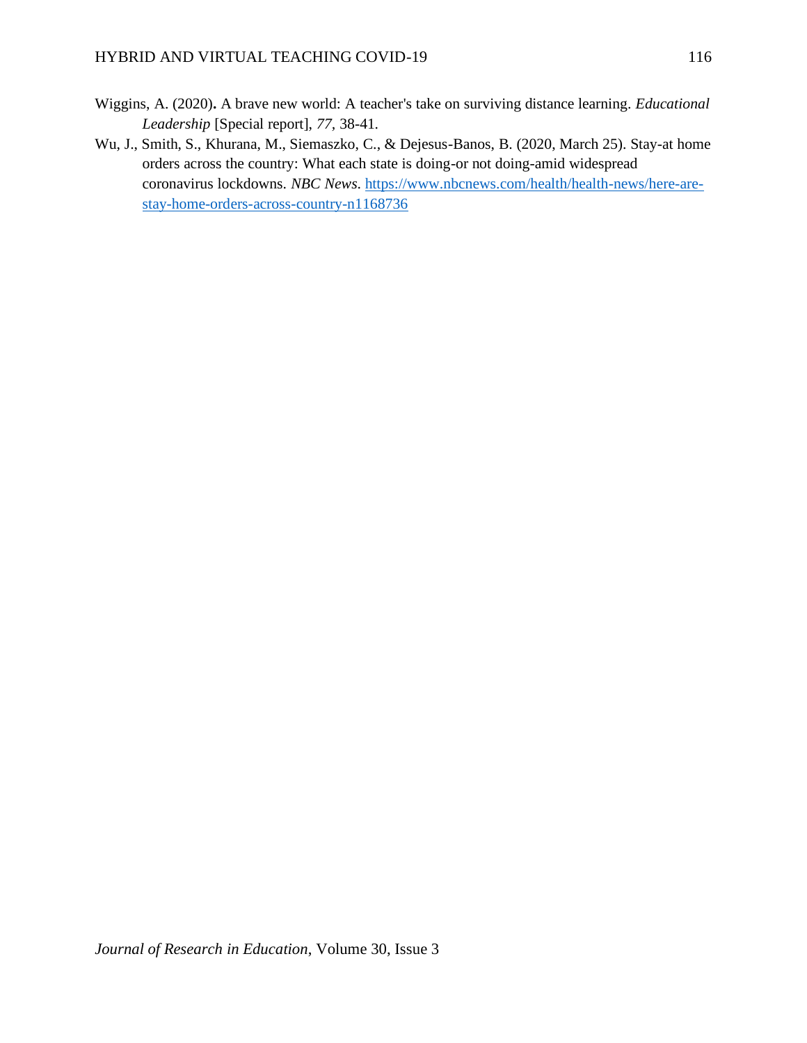Wiggins, A. (2020). A brave new world: A teacher's take on surviving distance learning. *Educational Leadership* [Special report], *77,* 38-41.

Wu, J., Smith, S., Khurana, M., Siemaszko, C., & Dejesus-Banos, B. (2020, March 25). Stay-at home orders across the country: What each state is doing-or not doing-amid widespread coronavirus lockdowns. *NBC News*. https://www.nbcnews.com/health/health-news/here-are-stay-home-orders-across-country-n1168736